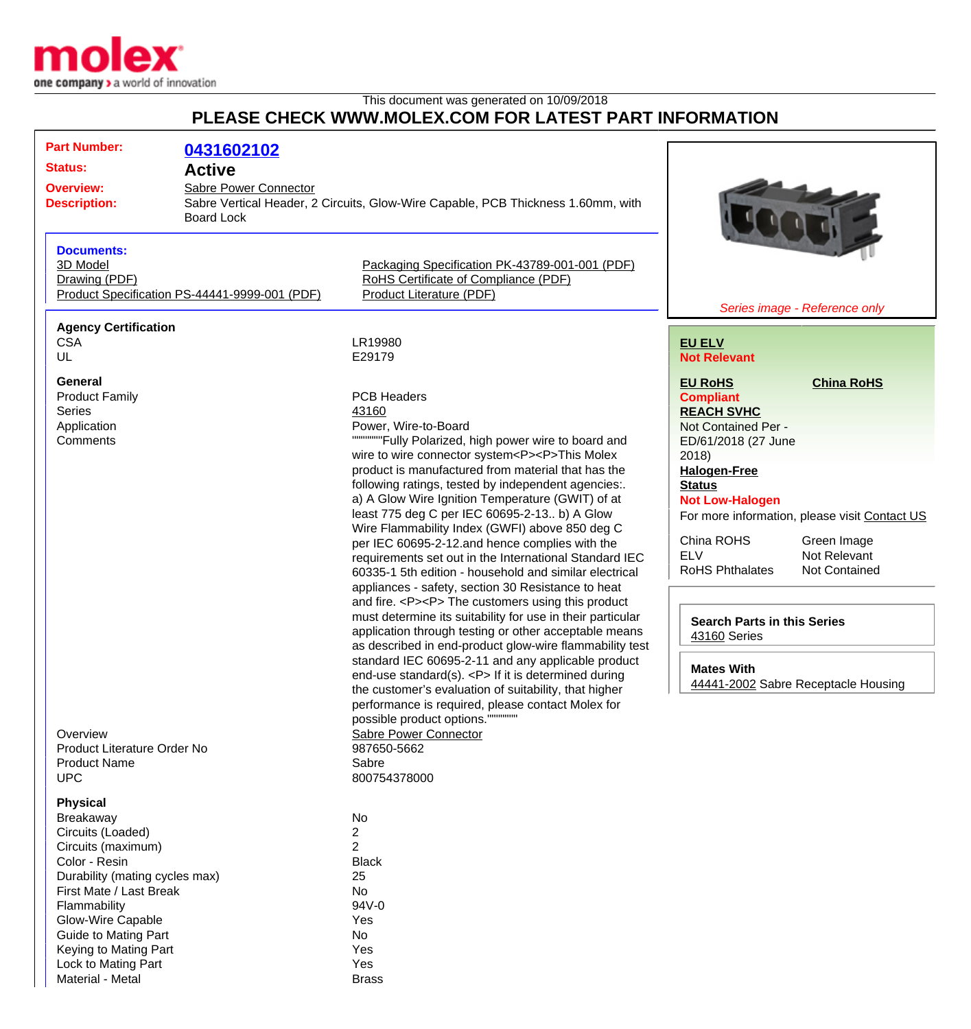This document was generated on 10/09/2018

## PLEASE CHECK WWW.MOLEX.COM FOR LATEST PART INFORMATION

| | |
|---|---|
| **Part Number:** | **0431602102** |
| **Status:** | **Active** |
| **Overview:** | Sabre Power Connector |
| **Description:** | Sabre Vertical Header, 2 Circuits, Glow-Wire Capable, PCB Thickness 1.60mm, with Board Lock |

**Documents:**

- 3D Model
- Drawing (PDF)
- Product Specification PS-44441-9999-001 (PDF)
- Packaging Specification PK-43789-001-001 (PDF)
- RoHS Certificate of Compliance (PDF)
- Product Literature (PDF)

*Series image - Reference only*

**EU ELV**
**Not Relevant**

**EU RoHS**
**Compliant**

**China RoHS**

**REACH SVHC**
Not Contained Per - ED/61/2018 (27 June 2018)

**Halogen-Free Status**
**Not Low-Halogen**

For more information, please visit Contact US

| | |
|---|---|
| China ROHS | Green Image |
| ELV | Not Relevant |
| RoHS Phthalates | Not Contained |

**Search Parts in this Series**
43160 Series

**Mates With**
44441-2002 Sabre Receptacle Housing

### Agency Certification

| | |
|---|---|
| CSA | LR19980 |
| UL | E29179 |

### General

| | |
|---|---|
| Product Family | PCB Headers |
| Series | 43160 |
| Application | Power, Wire-to-Board |
| Comments | """"""""""Fully Polarized, high power wire to board and wire to wire connector system<P><P>This Molex product is manufactured from material that has the following ratings, tested by independent agencies:. a) A Glow Wire Ignition Temperature (GWIT) of at least 775 deg C per IEC 60695-2-13.. b) A Glow Wire Flammability Index (GWFI) above 850 deg C per IEC 60695-2-12.and hence complies with the requirements set out in the International Standard IEC 60335-1 5th edition - household and similar electrical appliances - safety, section 30 Resistance to heat and fire. <P><P> The customers using this product must determine its suitability for use in their particular application through testing or other acceptable means as described in end-product glow-wire flammability test standard IEC 60695-2-11 and any applicable product end-use standard(s). <P> If it is determined during the customer's evaluation of suitability, that higher performance is required, please contact Molex for possible product options."""""""""" |
| Overview | Sabre Power Connector |
| Product Literature Order No | 987650-5662 |
| Product Name | Sabre |
| UPC | 800754378000 |

### Physical

| | |
|---|---|
| Breakaway | No |
| Circuits (Loaded) | 2 |
| Circuits (maximum) | 2 |
| Color - Resin | Black |
| Durability (mating cycles max) | 25 |
| First Mate / Last Break | No |
| Flammability | 94V-0 |
| Glow-Wire Capable | Yes |
| Guide to Mating Part | No |
| Keying to Mating Part | Yes |
| Lock to Mating Part | Yes |
| Material - Metal | Brass |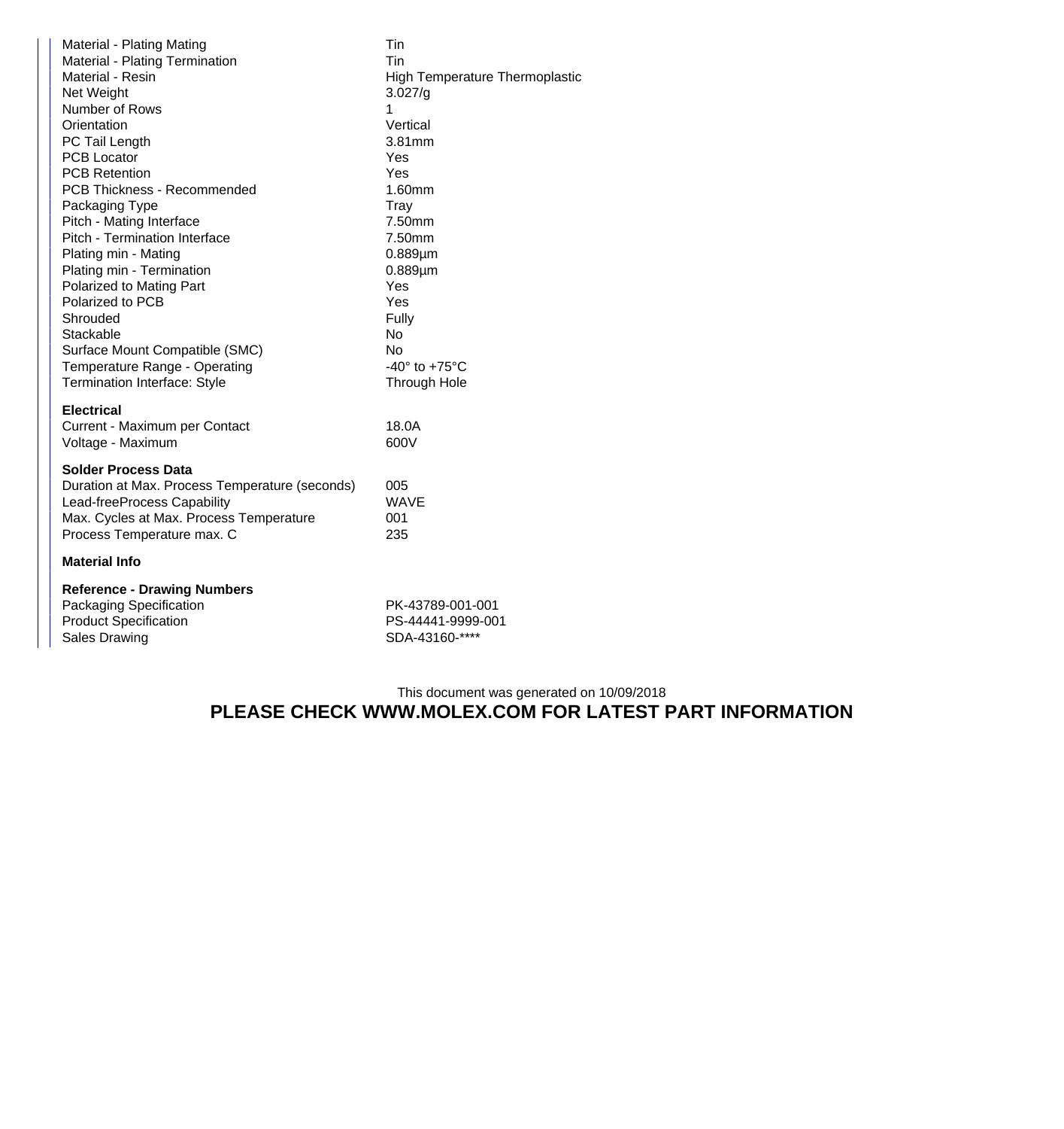| | |
|---|---|
| Material - Plating Mating | Tin |
| Material - Plating Termination | Tin |
| Material - Resin | High Temperature Thermoplastic |
| Net Weight | 3.027/g |
| Number of Rows | 1 |
| Orientation | Vertical |
| PC Tail Length | 3.81mm |
| PCB Locator | Yes |
| PCB Retention | Yes |
| PCB Thickness - Recommended | 1.60mm |
| Packaging Type | Tray |
| Pitch - Mating Interface | 7.50mm |
| Pitch - Termination Interface | 7.50mm |
| Plating min - Mating | 0.889µm |
| Plating min - Termination | 0.889µm |
| Polarized to Mating Part | Yes |
| Polarized to PCB | Yes |
| Shrouded | Fully |
| Stackable | No |
| Surface Mount Compatible (SMC) | No |
| Temperature Range - Operating | -40° to +75°C |
| Termination Interface: Style | Through Hole |

**Electrical**

| | |
|---|---|
| Current - Maximum per Contact | 18.0A |
| Voltage - Maximum | 600V |

**Solder Process Data**

| | |
|---|---|
| Duration at Max. Process Temperature (seconds) | 005 |
| Lead-freeProcess Capability | WAVE |
| Max. Cycles at Max. Process Temperature | 001 |
| Process Temperature max. C | 235 |

**Material Info**

**Reference - Drawing Numbers**

| | |
|---|---|
| Packaging Specification | PK-43789-001-001 |
| Product Specification | PS-44441-9999-001 |
| Sales Drawing | SDA-43160-**** |

This document was generated on 10/09/2018

**PLEASE CHECK WWW.MOLEX.COM FOR LATEST PART INFORMATION**